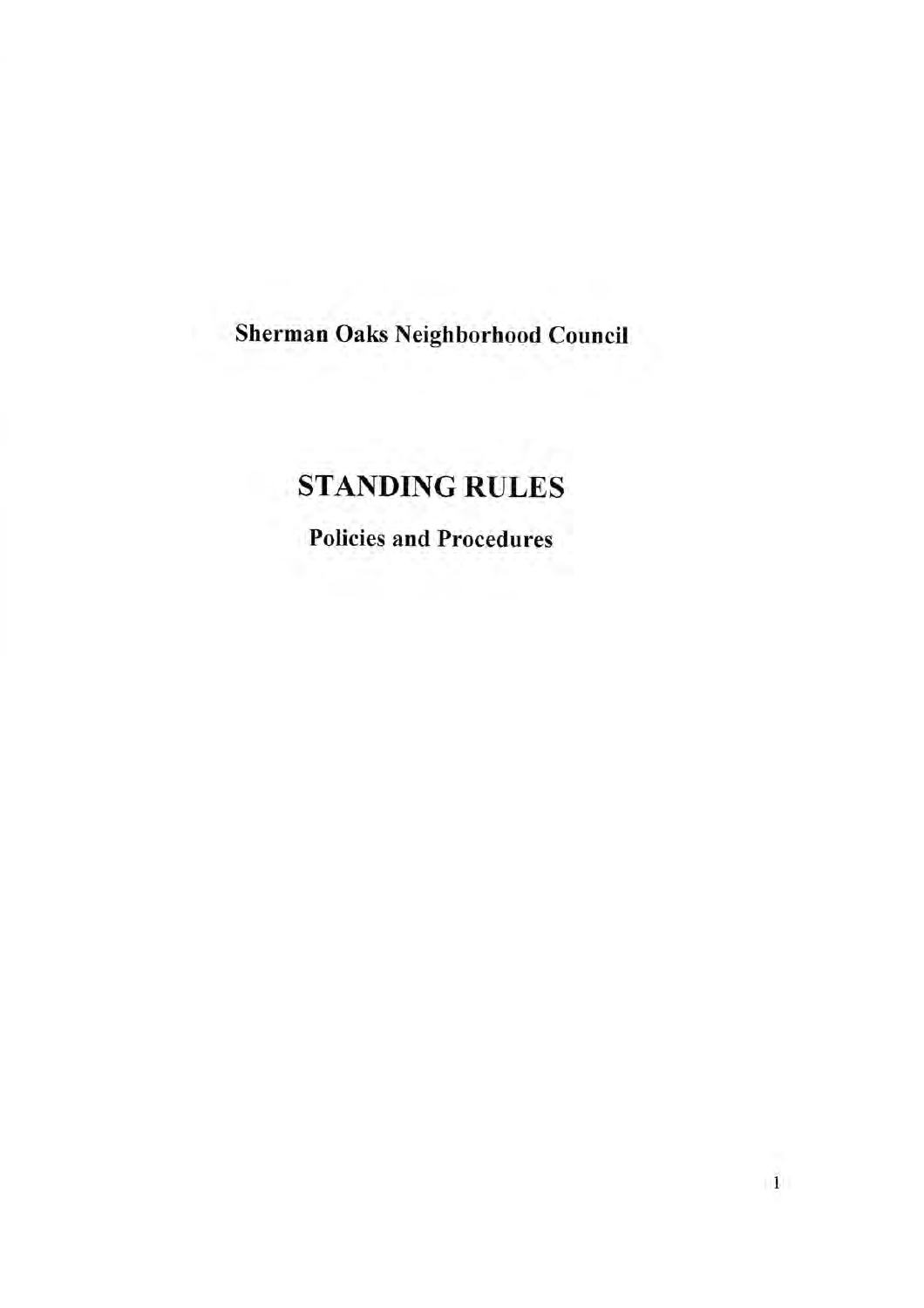**Sherman Oaks Neighborhood Council**

# STANDING RULES

## Policies and Procedures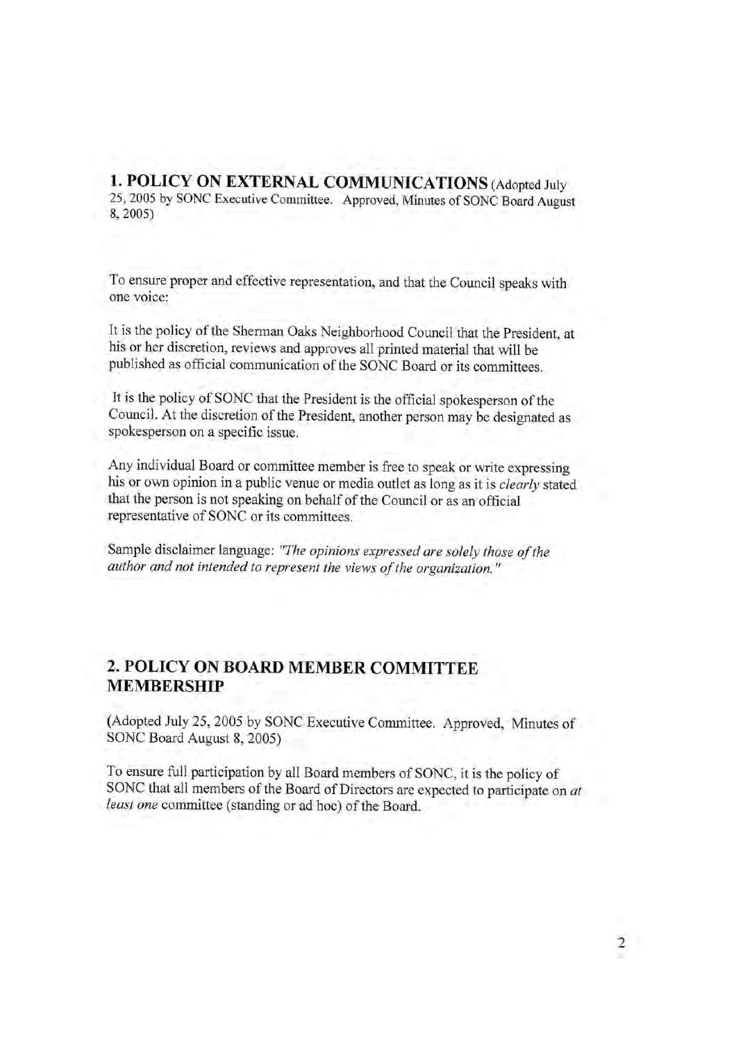## 1. POLICY ON EXTERNAL COMMUNICATIONS (Adopted July 25, 2005 by SONC Executive Committee. Approved, Minutes of SONC Board August 8, 2005)

To ensure proper and effective representation, and that the Council speaks with one voice:

It is the policy of the Sherman Oaks Neighborhood Council that the President, at his or her discretion, reviews and approves all printed material that will be published as official communication of the SONC Board or its committees.

It is the policy of SONC that the President is the official spokesperson of the Council. At the discretion of the President, another person may be designated as spokesperson on a specific issue.

Any individual Board or committee member is free to speak or write expressing his or own opinion in a public venue or media outlet as long as it is *clearly* stated that the person is not speaking on behalf of the Council or as an official representative of SONC or its committees.

Sample disclaimer language: *"The opinions expressed are solely those of the author and not intended to represent the views of the organization."*

## 2. POLICY ON BOARD MEMBER COMMITTEE MEMBERSHIP

(Adopted July 25, 2005 by SONC Executive Committee. Approved, Minutes of SONC Board August 8, 2005)

To ensure full participation by all Board members of SONC, it is the policy of SONC that all members of the Board of Directors are expected to participate on *at least one* committee (standing or ad hoc) of the Board.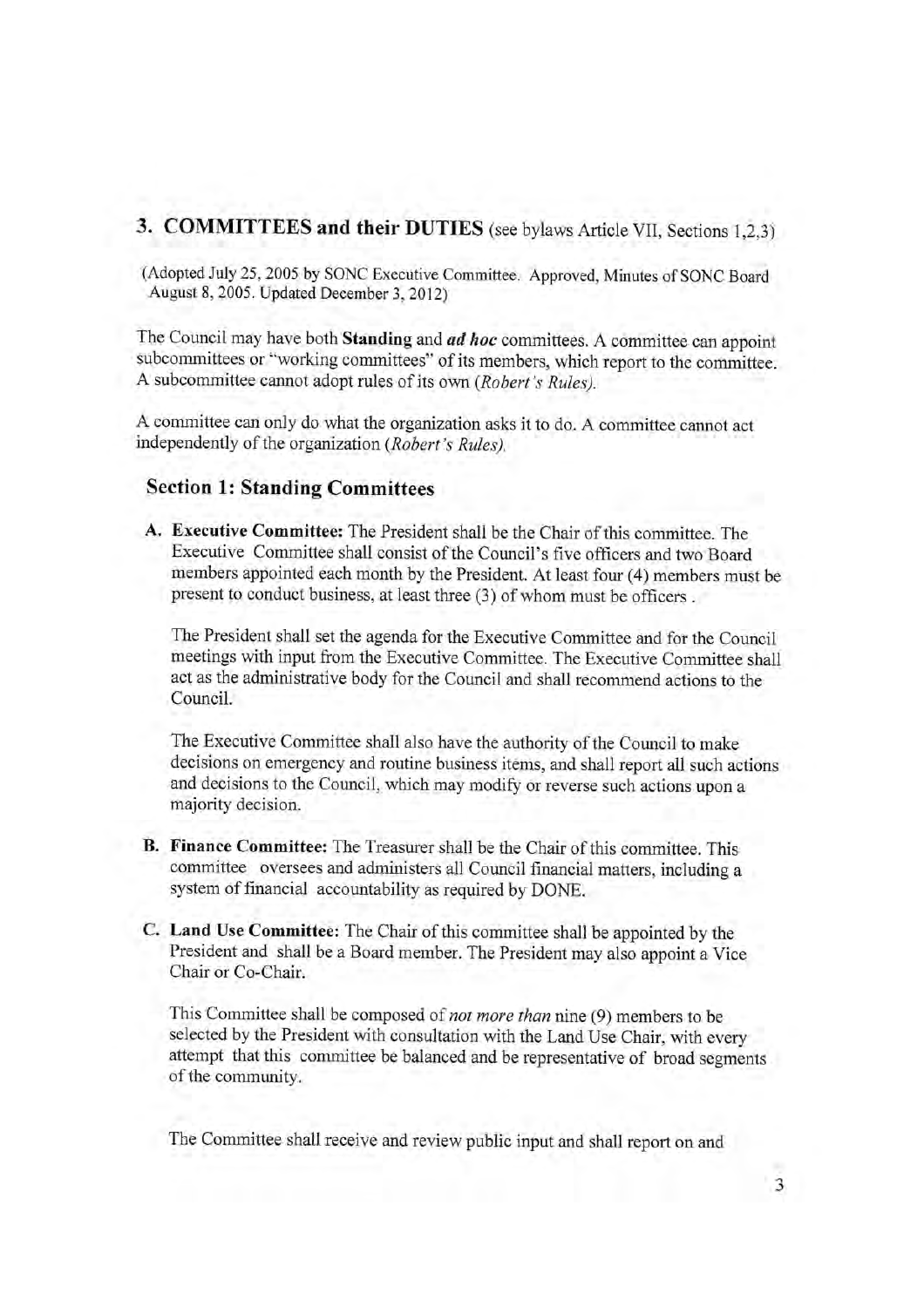## 3. COMMITTEES and their DUTIES (see bylaws Article VII, Sections 1,2,3)

(Adopted July 25, 2005 by SONC Executive Committee. Approved, Minutes of SONC Board August 8, 2005. Updated December 3, 2012)

The Council may have both **Standing** and ***ad hoc*** committees. A committee can appoint subcommittees or "working committees" of its members, which report to the committee. A subcommittee cannot adopt rules of its own (*Robert's Rules*).

A committee can only do what the organization asks it to do. A committee cannot act independently of the organization (*Robert's Rules*).

### Section 1: Standing Committees

**A. Executive Committee:** The President shall be the Chair of this committee. The Executive Committee shall consist of the Council's five officers and two Board members appointed each month by the President. At least four (4) members must be present to conduct business, at least three (3) of whom must be officers .

The President shall set the agenda for the Executive Committee and for the Council meetings with input from the Executive Committee. The Executive Committee shall act as the administrative body for the Council and shall recommend actions to the Council.

The Executive Committee shall also have the authority of the Council to make decisions on emergency and routine business items, and shall report all such actions and decisions to the Council, which may modify or reverse such actions upon a majority decision.

**B. Finance Committee:** The Treasurer shall be the Chair of this committee. This committee oversees and administers all Council financial matters, including a system of financial accountability as required by DONE.

**C. Land Use Committee:** The Chair of this committee shall be appointed by the President and shall be a Board member. The President may also appoint a Vice Chair or Co-Chair.

This Committee shall be composed of *not more than* nine (9) members to be selected by the President with consultation with the Land Use Chair, with every attempt that this committee be balanced and be representative of broad segments of the community.

The Committee shall receive and review public input and shall report on and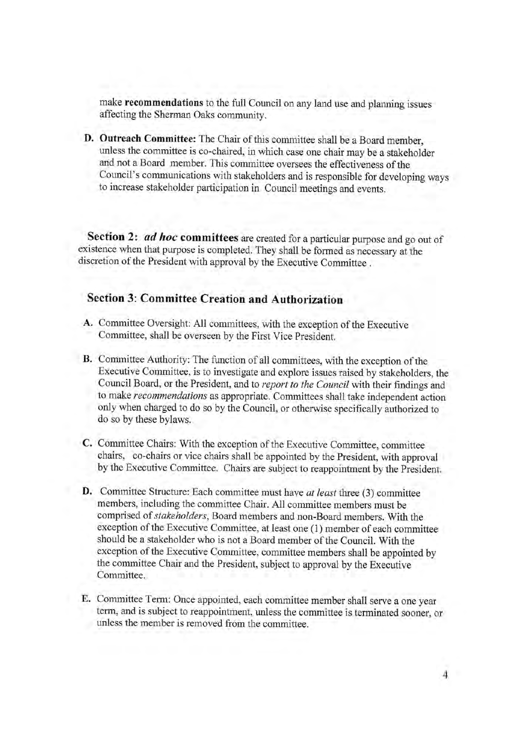make **recommendations** to the full Council on any land use and planning issues affecting the Sherman Oaks community.

**D. Outreach Committee:** The Chair of this committee shall be a Board member, unless the committee is co-chaired, in which case one chair may be a stakeholder and not a Board member. This committee oversees the effectiveness of the Council's communications with stakeholders and is responsible for developing ways to increase stakeholder participation in Council meetings and events.

**Section 2:** ***ad hoc*** **committees** are created for a particular purpose and go out of existence when that purpose is completed. They shall be formed as necessary at the discretion of the President with approval by the Executive Committee .

## Section 3: Committee Creation and Authorization

**A.** Committee Oversight: All committees, with the exception of the Executive Committee, shall be overseen by the First Vice President.

**B.** Committee Authority: The function of all committees, with the exception of the Executive Committee, is to investigate and explore issues raised by stakeholders, the Council Board, or the President, and to *report to the Council* with their findings and to make *recommendations* as appropriate. Committees shall take independent action only when charged to do so by the Council, or otherwise specifically authorized to do so by these bylaws.

**C.** Committee Chairs: With the exception of the Executive Committee, committee chairs, co-chairs or vice chairs shall be appointed by the President, with approval by the Executive Committee. Chairs are subject to reappointment by the President.

**D.** Committee Structure: Each committee must have *at least* three (3) committee members, including the committee Chair. All committee members must be comprised of *stakeholders*, Board members and non-Board members. With the exception of the Executive Committee, at least one (1) member of each committee should be a stakeholder who is not a Board member of the Council. With the exception of the Executive Committee, committee members shall be appointed by the committee Chair and the President, subject to approval by the Executive Committee.

**E.** Committee Term: Once appointed, each committee member shall serve a one year term, and is subject to reappointment, unless the committee is terminated sooner, or unless the member is removed from the committee.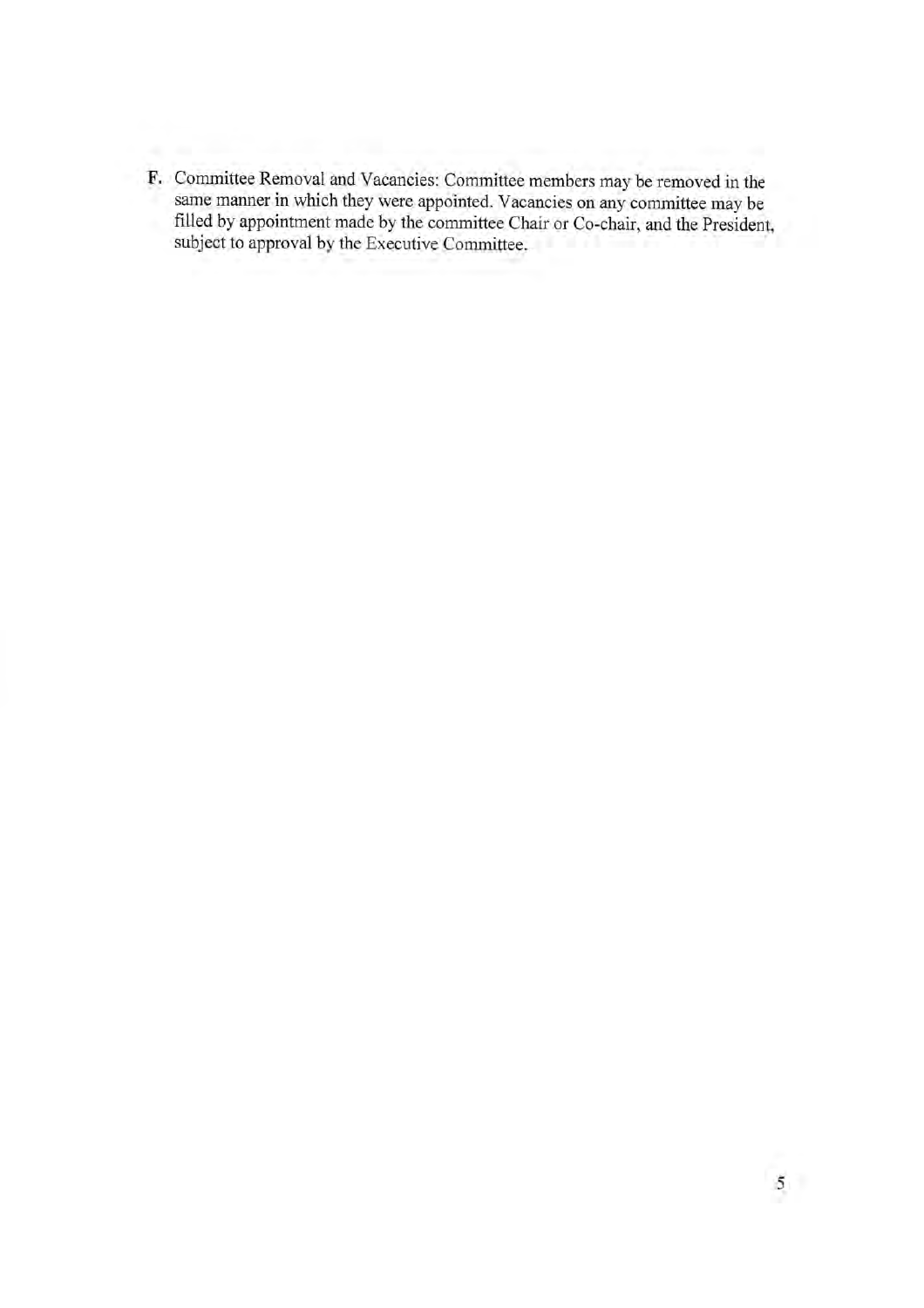**F.** Committee Removal and Vacancies: Committee members may be removed in the same manner in which they were appointed. Vacancies on any committee may be filled by appointment made by the committee Chair or Co-chair, and the President, subject to approval by the Executive Committee.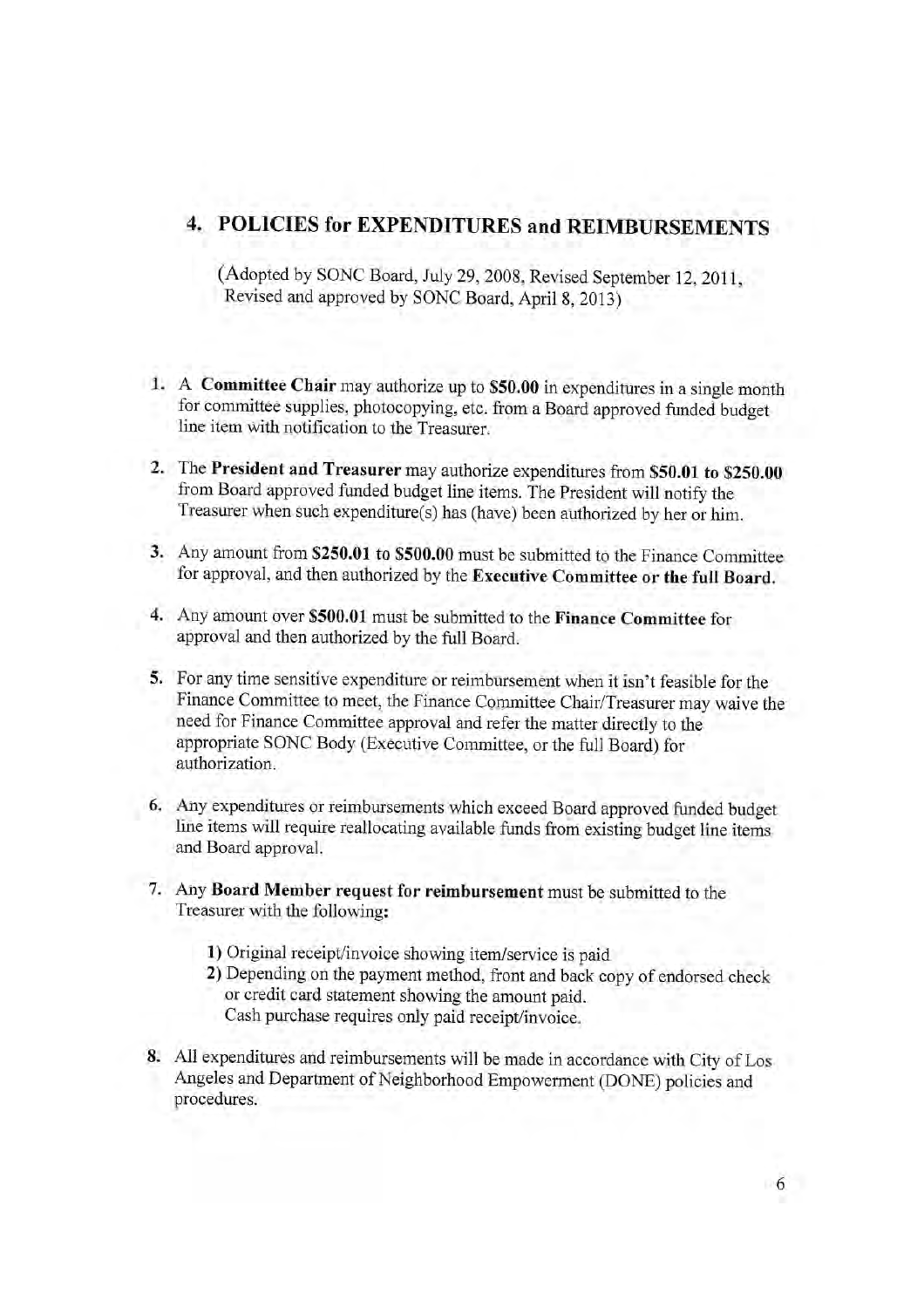## 4. POLICIES for EXPENDITURES and REIMBURSEMENTS

(Adopted by SONC Board, July 29, 2008, Revised September 12, 2011, Revised and approved by SONC Board, April 8, 2013)

1. A **Committee Chair** may authorize up to **$50.00** in expenditures in a single month for committee supplies, photocopying, etc. from a Board approved funded budget line item with notification to the Treasurer.

2. The **President and Treasurer** may authorize expenditures from **$50.01 to $250.00** from Board approved funded budget line items. The President will notify the Treasurer when such expenditure(s) has (have) been authorized by her or him.

3. Any amount from **$250.01 to $500.00** must be submitted to the Finance Committee for approval, and then authorized by the **Executive Committee or the full Board.**

4. Any amount over **$500.01** must be submitted to the **Finance Committee** for approval and then authorized by the full Board.

5. For any time sensitive expenditure or reimbursement when it isn't feasible for the Finance Committee to meet, the Finance Committee Chair/Treasurer may waive the need for Finance Committee approval and refer the matter directly to the appropriate SONC Body (Executive Committee, or the full Board) for authorization.

6. Any expenditures or reimbursements which exceed Board approved funded budget line items will require reallocating available funds from existing budget line items and Board approval.

7. Any **Board Member request for reimbursement** must be submitted to the Treasurer with the following:

   **1)** Original receipt/invoice showing item/service is paid
   **2)** Depending on the payment method, front and back copy of endorsed check or credit card statement showing the amount paid.
   Cash purchase requires only paid receipt/invoice.

8. All expenditures and reimbursements will be made in accordance with City of Los Angeles and Department of Neighborhood Empowerment (DONE) policies and procedures.